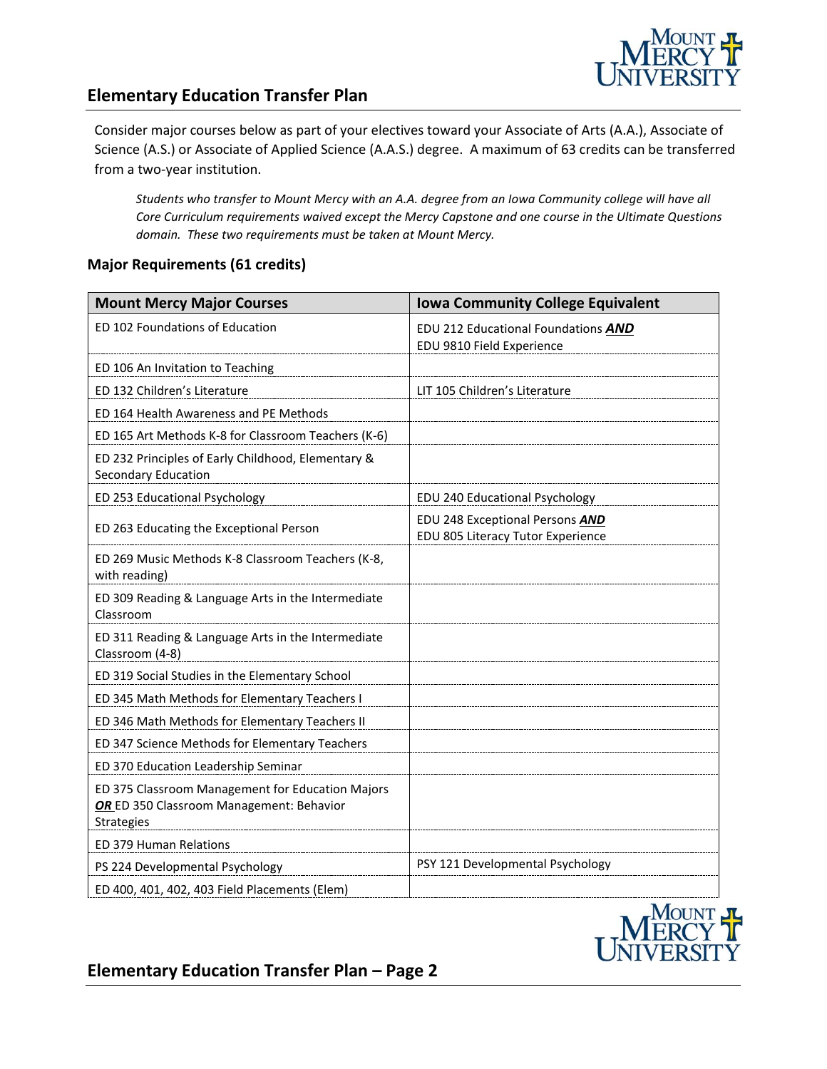## Elementary Education Transfer Plan

Consider major courses below as part of your electives toward your Associate of Arts (A.A.), Associate of Science (A.S.) or Associate of Applied Science (A.A.S.) degree. A maximum of 63 credits can be transferred from a two-year institution.

*Students who transfer to Mount Mercy with an A.A. degree from an Iowa Community college will have all Core Curriculum requirements waived except the Mercy Capstone and one course in the Ultimate Questions domain. These two requirements must be taken at Mount Mercy.*

### Major Requirements (61 credits)

| Mount Mercy Major Courses | Iowa Community College Equivalent |
|---|---|
| ED 102 Foundations of Education | EDU 212 Educational Foundations ***AND*** EDU 9810 Field Experience |
| ED 106 An Invitation to Teaching | |
| ED 132 Children's Literature | LIT 105 Children's Literature |
| ED 164 Health Awareness and PE Methods | |
| ED 165 Art Methods K-8 for Classroom Teachers (K-6) | |
| ED 232 Principles of Early Childhood, Elementary & Secondary Education | |
| ED 253 Educational Psychology | EDU 240 Educational Psychology |
| ED 263 Educating the Exceptional Person | EDU 248 Exceptional Persons ***AND*** EDU 805 Literacy Tutor Experience |
| ED 269 Music Methods K-8 Classroom Teachers (K-8, with reading) | |
| ED 309 Reading & Language Arts in the Intermediate Classroom | |
| ED 311 Reading & Language Arts in the Intermediate Classroom (4-8) | |
| ED 319 Social Studies in the Elementary School | |
| ED 345 Math Methods for Elementary Teachers I | |
| ED 346 Math Methods for Elementary Teachers II | |
| ED 347 Science Methods for Elementary Teachers | |
| ED 370 Education Leadership Seminar | |
| ED 375 Classroom Management for Education Majors ***OR*** ED 350 Classroom Management: Behavior Strategies | |
| ED 379 Human Relations | |
| PS 224 Developmental Psychology | PSY 121 Developmental Psychology |
| ED 400, 401, 402, 403 Field Placements (Elem) | |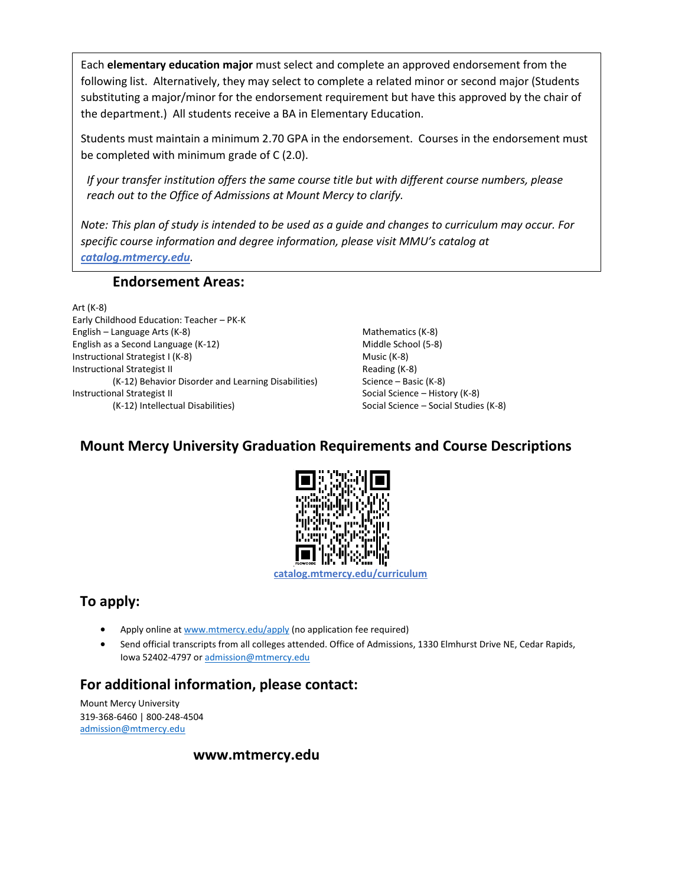Each **elementary education major** must select and complete an approved endorsement from the following list. Alternatively, they may select to complete a related minor or second major (Students substituting a major/minor for the endorsement requirement but have this approved by the chair of the department.) All students receive a BA in Elementary Education.

Students must maintain a minimum 2.70 GPA in the endorsement. Courses in the endorsement must be completed with minimum grade of C (2.0).

*If your transfer institution offers the same course title but with different course numbers, please reach out to the Office of Admissions at Mount Mercy to clarify.*

*Note: This plan of study is intended to be used as a guide and changes to curriculum may occur. For specific course information and degree information, please visit MMU's catalog at [catalog.mtmercy.edu](catalog.mtmercy.edu).*

## Endorsement Areas:

- Art (K-8)
- Early Childhood Education: Teacher – PK-K
- English – Language Arts (K-8)
- English as a Second Language (K-12)
- Instructional Strategist I (K-8)
- Instructional Strategist II
  - (K-12) Behavior Disorder and Learning Disabilities)
- Instructional Strategist II
  - (K-12) Intellectual Disabilities)
- Mathematics (K-8)
- Middle School (5-8)
- Music (K-8)
- Reading (K-8)
- Science – Basic (K-8)
- Social Science – History (K-8)
- Social Science – Social Studies (K-8)

## Mount Mercy University Graduation Requirements and Course Descriptions

[catalog.mtmercy.edu/curriculum](catalog.mtmercy.edu/curriculum)

## To apply:

- Apply online at [www.mtmercy.edu/apply](www.mtmercy.edu/apply) (no application fee required)
- Send official transcripts from all colleges attended. Office of Admissions, 1330 Elmhurst Drive NE, Cedar Rapids, Iowa 52402-4797 or [admission@mtmercy.edu](mailto:admission@mtmercy.edu)

## For additional information, please contact:

Mount Mercy University
319-368-6460 | 800-248-4504
[admission@mtmercy.edu](mailto:admission@mtmercy.edu)

**www.mtmercy.edu**